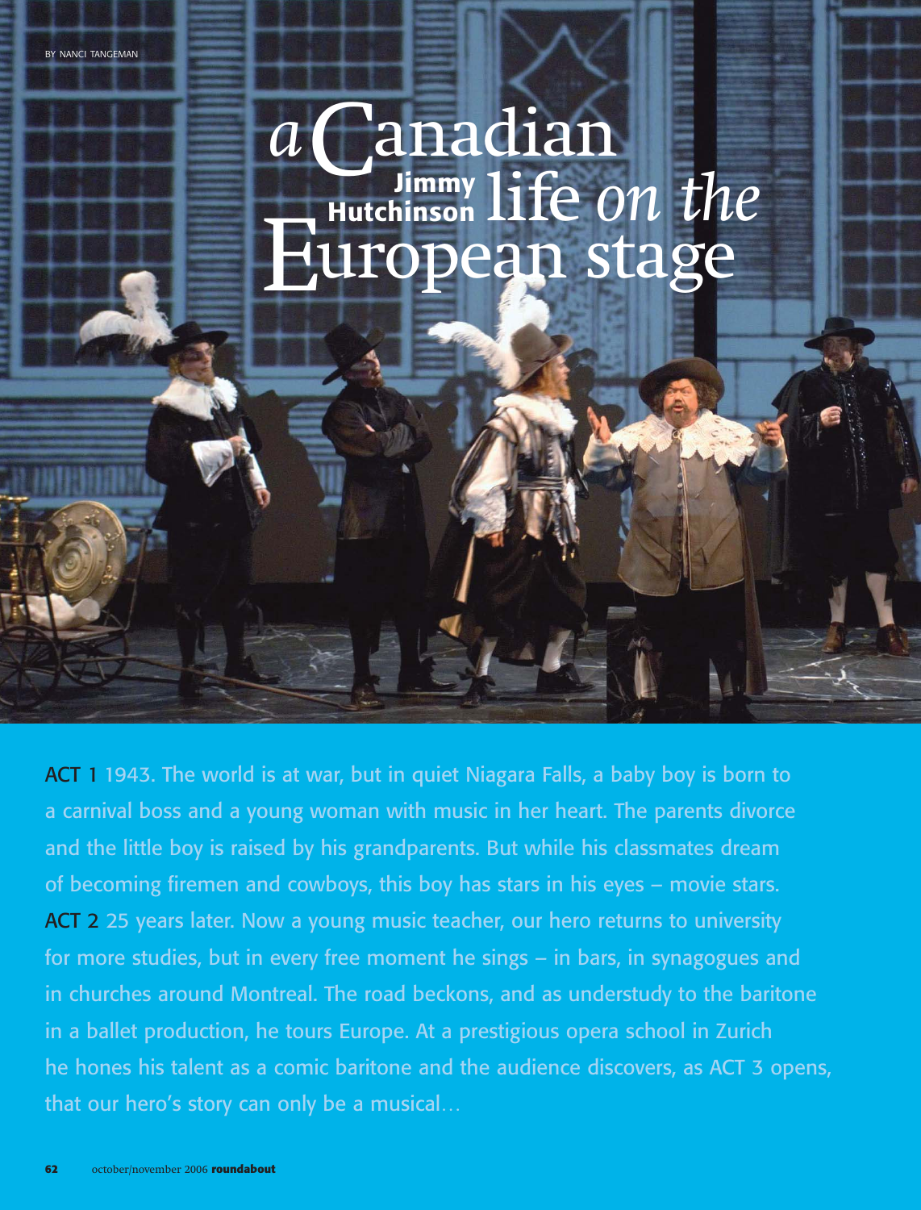BY NANCI TANGEMAN

# a Canadian life on the European stage

## Jimmy Hutchinson

**ACT 1** 1943. The world is at war, but in quiet Niagara Falls, a baby boy is born to a carnival boss and a young woman with music in her heart. The parents divorce and the little boy is raised by his grandparents. But while his classmates dream of becoming firemen and cowboys, this boy has stars in his eyes – movie stars.

**ACT 2** 25 years later. Now a young music teacher, our hero returns to university for more studies, but in every free moment he sings – in bars, in synagogues and in churches around Montreal. The road beckons, and as understudy to the baritone in a ballet production, he tours Europe. At a prestigious opera school in Zurich he hones his talent as a comic baritone and the audience discovers, as ACT 3 opens, that our hero's story can only be a musical…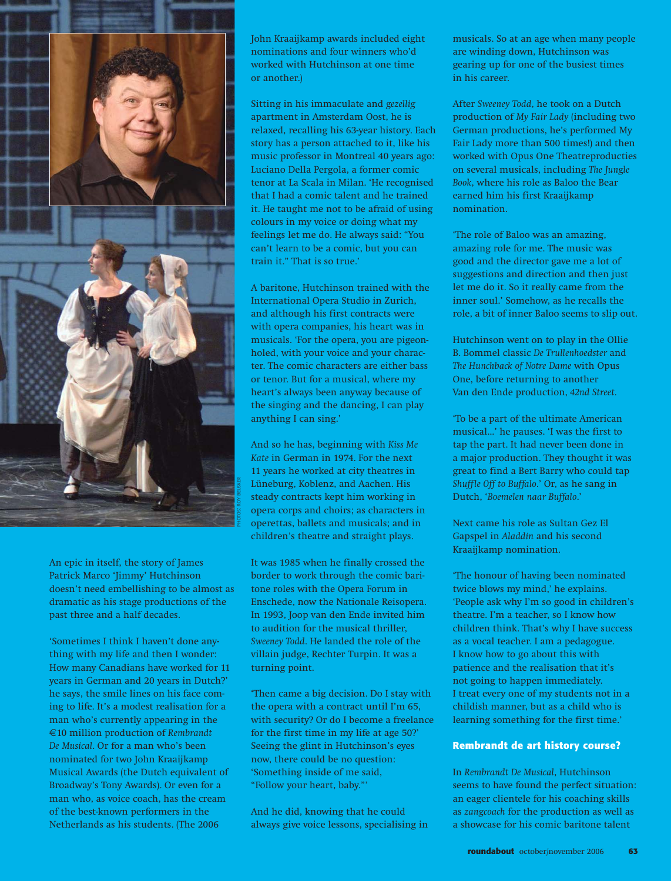An epic in itself, the story of James Patrick Marco 'Jimmy' Hutchinson doesn't need embellishing to be almost as dramatic as his stage productions of the past three and a half decades.

'Sometimes I think I haven't done anything with my life and then I wonder: How many Canadians have worked for 11 years in German and 20 years in Dutch?' he says, the smile lines on his face coming to life. It's a modest realisation for a man who's currently appearing in the €10 million production of *Rembrandt De Musical*. Or for a man who's been nominated for two John Kraaijkamp Musical Awards (the Dutch equivalent of Broadway's Tony Awards). Or even for a man who, as voice coach, has the cream of the best-known performers in the Netherlands as his students. (The 2006 John Kraaijkamp awards included eight nominations and four winners who'd worked with Hutchinson at one time or another.)

Sitting in his immaculate and *gezellig* apartment in Amsterdam Oost, he is relaxed, recalling his 63-year history. Each story has a person attached to it, like his music professor in Montreal 40 years ago: Luciano Della Pergola, a former comic tenor at La Scala in Milan. 'He recognised that I had a comic talent and he trained it. He taught me not to be afraid of using colours in my voice or doing what my feelings let me do. He always said: "You can't learn to be a comic, but you can train it." That is so true.'

A baritone, Hutchinson trained with the International Opera Studio in Zurich, and although his first contracts were with opera companies, his heart was in musicals. 'For the opera, you are pigeonholed, with your voice and your character. The comic characters are either bass or tenor. But for a musical, where my heart's always been anyway because of the singing and the dancing, I can play anything I can sing.'

And so he has, beginning with *Kiss Me Kate* in German in 1974. For the next 11 years he worked at city theatres in Lüneburg, Koblenz, and Aachen. His steady contracts kept him working in opera corps and choirs; as characters in operettas, ballets and musicals; and in children's theatre and straight plays.

It was 1985 when he finally crossed the border to work through the comic baritone roles with the Opera Forum in Enschede, now the Nationale Reisopera. In 1993, Joop van den Ende invited him to audition for the musical thriller, *Sweeney Todd*. He landed the role of the villain judge, Rechter Turpin. It was a turning point.

'Then came a big decision. Do I stay with the opera with a contract until I'm 65, with security? Or do I become a freelance for the first time in my life at age 50?' Seeing the glint in Hutchinson's eyes now, there could be no question: 'Something inside of me said, "Follow your heart, baby."'

And he did, knowing that he could always give voice lessons, specialising in musicals. So at an age when many people are winding down, Hutchinson was gearing up for one of the busiest times in his career.

After *Sweeney Todd*, he took on a Dutch production of *My Fair Lady* (including two German productions, he's performed My Fair Lady more than 500 times!) and then worked with Opus One Theatreproducties on several musicals, including *The Jungle Book*, where his role as Baloo the Bear earned him his first Kraaijkamp nomination.

'The role of Baloo was an amazing, amazing role for me. The music was good and the director gave me a lot of suggestions and direction and then just let me do it. So it really came from the inner soul.' Somehow, as he recalls the role, a bit of inner Baloo seems to slip out.

Hutchinson went on to play in the Ollie B. Bommel classic *De Trullenhoedster* and *The Hunchback of Notre Dame* with Opus One, before returning to another Van den Ende production, *42nd Street*.

'To be a part of the ultimate American musical…' he pauses. 'I was the first to tap the part. It had never been done in a major production. They thought it was great to find a Bert Barry who could tap *Shuffle Off to Buffalo*.' Or, as he sang in Dutch, '*Boemelen naar Buffalo*.'

Next came his role as Sultan Gez El Gapspel in *Aladdin* and his second Kraaijkamp nomination.

'The honour of having been nominated twice blows my mind,' he explains. 'People ask why I'm so good in children's theatre. I'm a teacher, so I know how children think. That's why I have success as a vocal teacher. I am a pedagogue. I know how to go about this with patience and the realisation that it's not going to happen immediately. I treat every one of my students not in a childish manner, but as a child who is learning something for the first time.'

## Rembrandt de art history course?

In *Rembrandt De Musical*, Hutchinson seems to have found the perfect situation: an eager clientele for his coaching skills as *zangcoach* for the production as well as a showcase for his comic baritone talent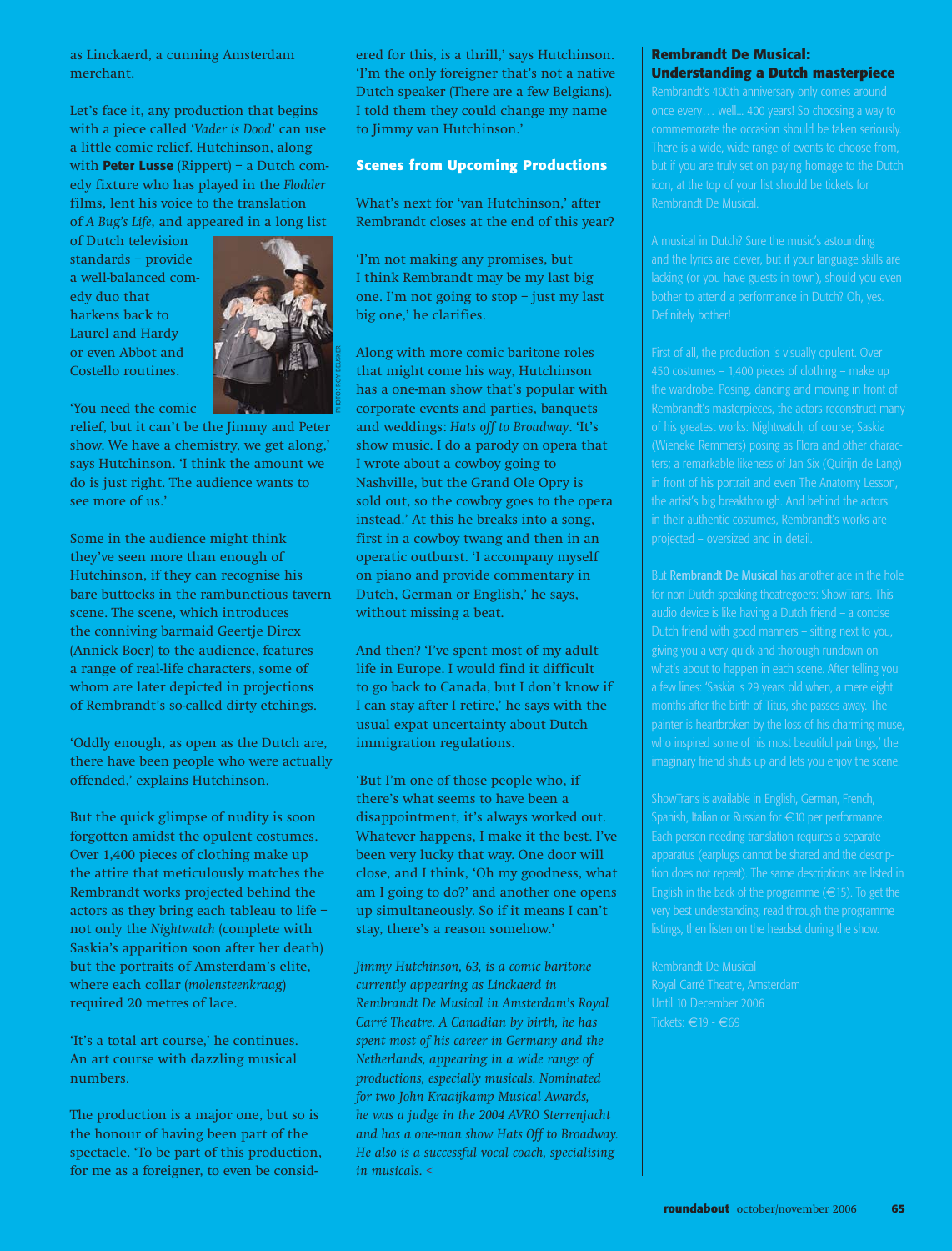as Linckaerd, a cunning Amsterdam merchant.

Let's face it, any production that begins with a piece called '*Vader is Dood*' can use a little comic relief. Hutchinson, along with **Peter Lusse** (Rippert) – a Dutch comedy fixture who has played in the *Flodder* films, lent his voice to the translation of *A Bug's Life*, and appeared in a long list of Dutch television standards – provide a well-balanced comedy duo that harkens back to Laurel and Hardy or even Abbot and Costello routines.

PHOTO: ROY BEUSKER

'You need the comic relief, but it can't be the Jimmy and Peter show. We have a chemistry, we get along,' says Hutchinson. 'I think the amount we do is just right. The audience wants to see more of us.'

Some in the audience might think they've seen more than enough of Hutchinson, if they can recognise his bare buttocks in the rambunctious tavern scene. The scene, which introduces the conniving barmaid Geertje Dircx (Annick Boer) to the audience, features a range of real-life characters, some of whom are later depicted in projections of Rembrandt's so-called dirty etchings.

'Oddly enough, as open as the Dutch are, there have been people who were actually offended,' explains Hutchinson.

But the quick glimpse of nudity is soon forgotten amidst the opulent costumes. Over 1,400 pieces of clothing make up the attire that meticulously matches the Rembrandt works projected behind the actors as they bring each tableau to life – not only the *Nightwatch* (complete with Saskia's apparition soon after her death) but the portraits of Amsterdam's elite, where each collar (*molensteenkraag*) required 20 metres of lace.

'It's a total art course,' he continues. An art course with dazzling musical numbers.

The production is a major one, but so is the honour of having been part of the spectacle. 'To be part of this production, for me as a foreigner, to even be considered for this, is a thrill,' says Hutchinson. 'I'm the only foreigner that's not a native Dutch speaker (There are a few Belgians). I told them they could change my name to Jimmy van Hutchinson.'

### Scenes from Upcoming Productions

What's next for 'van Hutchinson,' after Rembrandt closes at the end of this year?

'I'm not making any promises, but I think Rembrandt may be my last big one. I'm not going to stop – just my last big one,' he clarifies.

Along with more comic baritone roles that might come his way, Hutchinson has a one-man show that's popular with corporate events and parties, banquets and weddings: *Hats off to Broadway*. 'It's show music. I do a parody on opera that I wrote about a cowboy going to Nashville, but the Grand Ole Opry is sold out, so the cowboy goes to the opera instead.' At this he breaks into a song, first in a cowboy twang and then in an operatic outburst. 'I accompany myself on piano and provide commentary in Dutch, German or English,' he says, without missing a beat.

And then? 'I've spent most of my adult life in Europe. I would find it difficult to go back to Canada, but I don't know if I can stay after I retire,' he says with the usual expat uncertainty about Dutch immigration regulations.

'But I'm one of those people who, if there's what seems to have been a disappointment, it's always worked out. Whatever happens, I make it the best. I've been very lucky that way. One door will close, and I think, 'Oh my goodness, what am I going to do?' and another one opens up simultaneously. So if it means I can't stay, there's a reason somehow.'

*Jimmy Hutchinson, 63, is a comic baritone currently appearing as Linckaerd in Rembrandt De Musical in Amsterdam's Royal Carré Theatre. A Canadian by birth, he has spent most of his career in Germany and the Netherlands, appearing in a wide range of productions, especially musicals. Nominated for two John Kraaijkamp Musical Awards, he was a judge in the 2004 AVRO Sterrenjacht and has a one-man show Hats Off to Broadway. He also is a successful vocal coach, specialising in musicals.* <

### Rembrandt De Musical: Understanding a Dutch masterpiece

Rembrandt's 400th anniversary only comes around once every… well... 400 years! So choosing a way to commemorate the occasion should be taken seriously. There is a wide, wide range of events to choose from, but if you are truly set on paying homage to the Dutch icon, at the top of your list should be tickets for Rembrandt De Musical.

A musical in Dutch? Sure the music's astounding and the lyrics are clever, but if your language skills are lacking (or you have guests in town), should you even bother to attend a performance in Dutch? Oh, yes. Definitely bother!

First of all, the production is visually opulent. Over 450 costumes – 1,400 pieces of clothing – make up the wardrobe. Posing, dancing and moving in front of Rembrandt's masterpieces, the actors reconstruct many of his greatest works: Nightwatch, of course; Saskia (Wieneke Remmers) posing as Flora and other characters; a remarkable likeness of Jan Six (Quirijn de Lang) in front of his portrait and even The Anatomy Lesson, the artist's big breakthrough. And behind the actors in their authentic costumes, Rembrandt's works are projected – oversized and in detail.

But **Rembrandt De Musical** has another ace in the hole for non-Dutch-speaking theatregoers: ShowTrans. This audio device is like having a Dutch friend – a concise Dutch friend with good manners – sitting next to you, giving you a very quick and thorough rundown on what's about to happen in each scene. After telling you a few lines: 'Saskia is 29 years old when, a mere eight months after the birth of Titus, she passes away. The painter is heartbroken by the loss of his charming muse, who inspired some of his most beautiful paintings,' the imaginary friend shuts up and lets you enjoy the scene.

ShowTrans is available in English, German, French, Spanish, Italian or Russian for €10 per performance. Each person needing translation requires a separate apparatus (earplugs cannot be shared and the description does not repeat). The same descriptions are listed in English in the back of the programme (€15). To get the very best understanding, read through the programme listings, then listen on the headset during the show.

Rembrandt De Musical
Royal Carré Theatre, Amsterdam
Until 10 December 2006
Tickets: €19 - €69